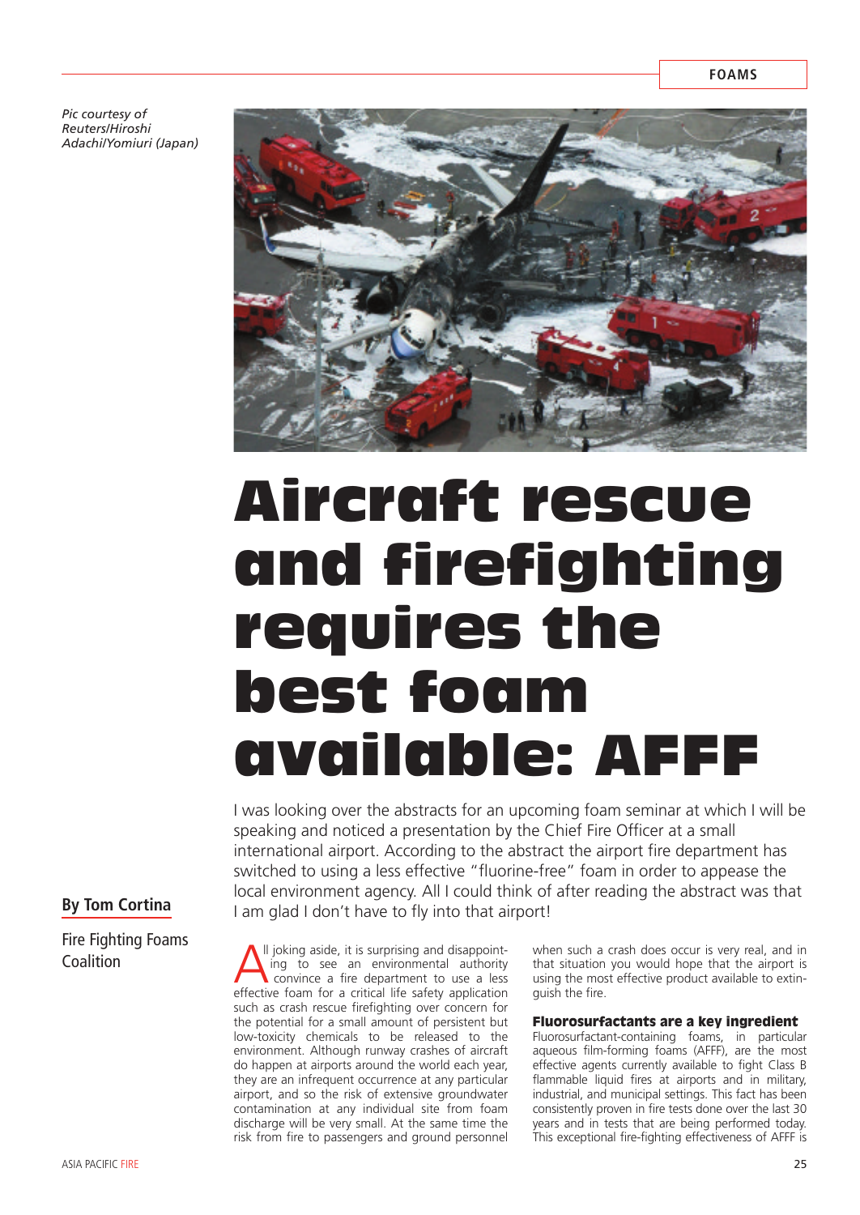*Pic courtesy of Reuters/Hiroshi Adachi/Yomiuri (Japan)*

# Aircraft rescue and firefighting requires the best foam available: AFFF

I was looking over the abstracts for an upcoming foam seminar at which I will be speaking and noticed a presentation by the Chief Fire Officer at a small international airport. According to the abstract the airport fire department has switched to using a less effective "fluorine-free" foam in order to appease the local environment agency. All I could think of after reading the abstract was that I am glad I don't have to fly into that airport!

**By Tom Cortina**

Fire Fighting Foams Coalition

All joking aside, it is surprising and disappointing to see an environmental authority convince a fire department to use a less effective foam for a critical life safety application such as crash rescue firefighting over concern for the potential for a small amount of persistent but low-toxicity chemicals to be released to the environment. Although runway crashes of aircraft do happen at airports around the world each year, they are an infrequent occurrence at any particular airport, and so the risk of extensive groundwater contamination at any individual site from foam discharge will be very small. At the same time the risk from fire to passengers and ground personnel when such a crash does occur is very real, and in that situation you would hope that the airport is using the most effective product available to extinguish the fire.

### Fluorosurfactants are a key ingredient

Fluorosurfactant-containing foams, in particular aqueous film-forming foams (AFFF), are the most effective agents currently available to fight Class B flammable liquid fires at airports and in military, industrial, and municipal settings. This fact has been consistently proven in fire tests done over the last 30 years and in tests that are being performed today. This exceptional fire-fighting effectiveness of AFFF is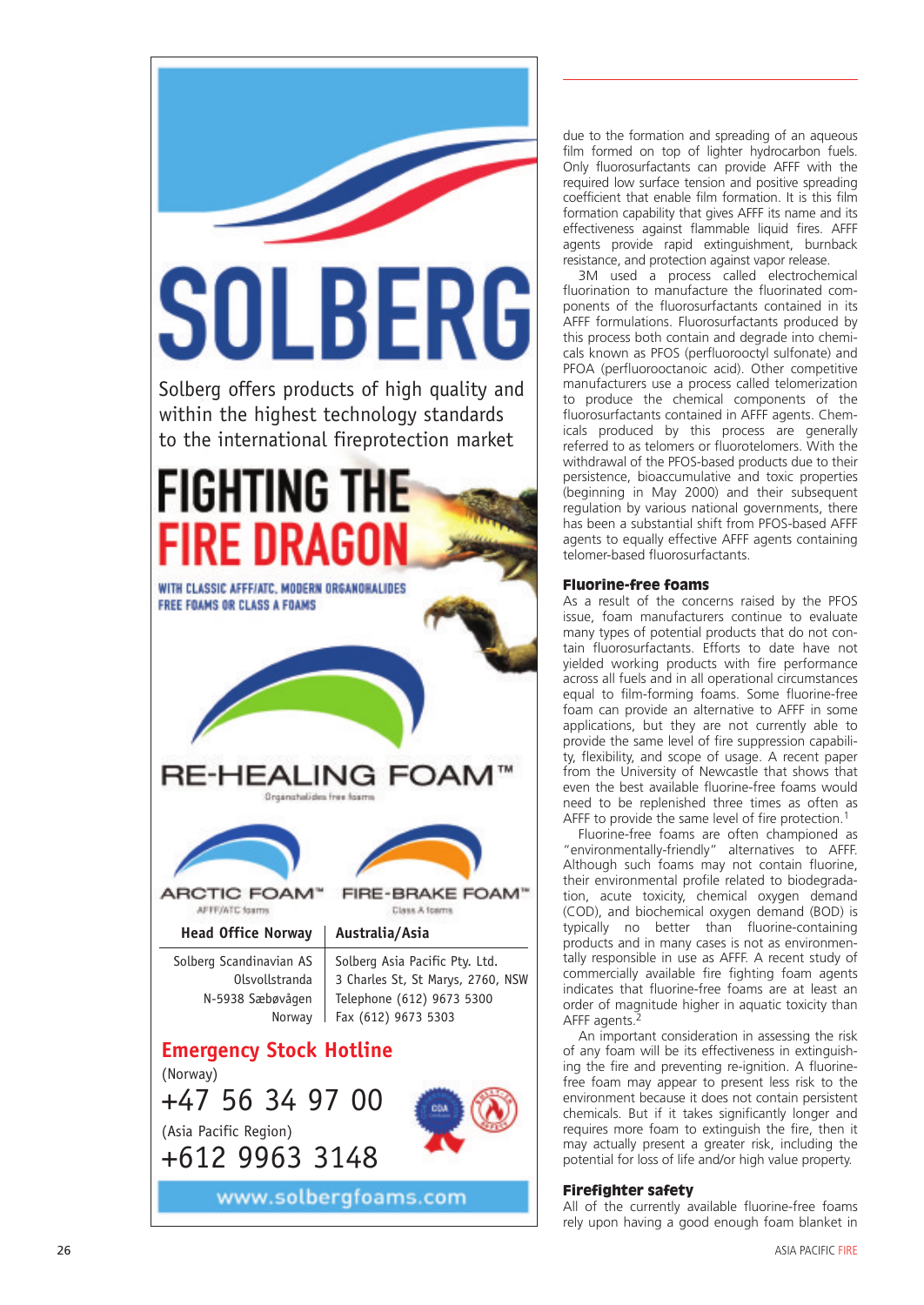SOLBERG

Solberg offers products of high quality and within the highest technology standards to the international fireprotection market

FIGHTING THE FIRE DRAGON

WITH CLASSIC AFFF/ATC, MODERN ORGANOHALIDES FREE FOAMS OR CLASS A FOAMS

RE-HEALING FOAM™

Organohalides free foams

ARCTIC FOAM™

AFFF/ATC foams

FIRE-BRAKE FOAM™

Class A foams

| Head Office Norway | Australia/Asia |
|---|---|
| Solberg Scandinavian AS<br>Olsvollstranda<br>N-5938 Sæbøvågen<br>Norway | Solberg Asia Pacific Pty. Ltd.<br>3 Charles St, St Marys, 2760, NSW<br>Telephone (612) 9673 5300<br>Fax (612) 9673 5303 |

**Emergency Stock Hotline**

(Norway)

+47 56 34 97 00

(Asia Pacific Region)

+612 9963 3148

www.solbergfoams.com

due to the formation and spreading of an aqueous film formed on top of lighter hydrocarbon fuels. Only fluorosurfactants can provide AFFF with the required low surface tension and positive spreading coefficient that enable film formation. It is this film formation capability that gives AFFF its name and its effectiveness against flammable liquid fires. AFFF agents provide rapid extinguishment, burnback resistance, and protection against vapor release.

3M used a process called electrochemical fluorination to manufacture the fluorinated components of the fluorosurfactants contained in its AFFF formulations. Fluorosurfactants produced by this process both contain and degrade into chemicals known as PFOS (perfluorooctyl sulfonate) and PFOA (perfluorooctanoic acid). Other competitive manufacturers use a process called telomerization to produce the chemical components of the fluorosurfactants contained in AFFF agents. Chemicals produced by this process are generally referred to as telomers or fluorotelomers. With the withdrawal of the PFOS-based products due to their persistence, bioaccumulative and toxic properties (beginning in May 2000) and their subsequent regulation by various national governments, there has been a substantial shift from PFOS-based AFFF agents to equally effective AFFF agents containing telomer-based fluorosurfactants.

## Fluorine-free foams

As a result of the concerns raised by the PFOS issue, foam manufacturers continue to evaluate many types of potential products that do not contain fluorosurfactants. Efforts to date have not yielded working products with fire performance across all fuels and in all operational circumstances equal to film-forming foams. Some fluorine-free foam can provide an alternative to AFFF in some applications, but they are not currently able to provide the same level of fire suppression capability, flexibility, and scope of usage. A recent paper from the University of Newcastle that shows that even the best available fluorine-free foams would need to be replenished three times as often as AFFF to provide the same level of fire protection.[1]

Fluorine-free foams are often championed as "environmentally-friendly" alternatives to AFFF. Although such foams may not contain fluorine, their environmental profile related to biodegradation, acute toxicity, chemical oxygen demand (COD), and biochemical oxygen demand (BOD) is typically no better than fluorine-containing products and in many cases is not as environmentally responsible in use as AFFF. A recent study of commercially available fire fighting foam agents indicates that fluorine-free foams are at least an order of magnitude higher in aquatic toxicity than AFFF agents.[2]

An important consideration in assessing the risk of any foam will be its effectiveness in extinguishing the fire and preventing re-ignition. A fluorine-free foam may appear to present less risk to the environment because it does not contain persistent chemicals. But if it takes significantly longer and requires more foam to extinguish the fire, then it may actually present a greater risk, including the potential for loss of life and/or high value property.

## Firefighter safety

All of the currently available fluorine-free foams rely upon having a good enough foam blanket in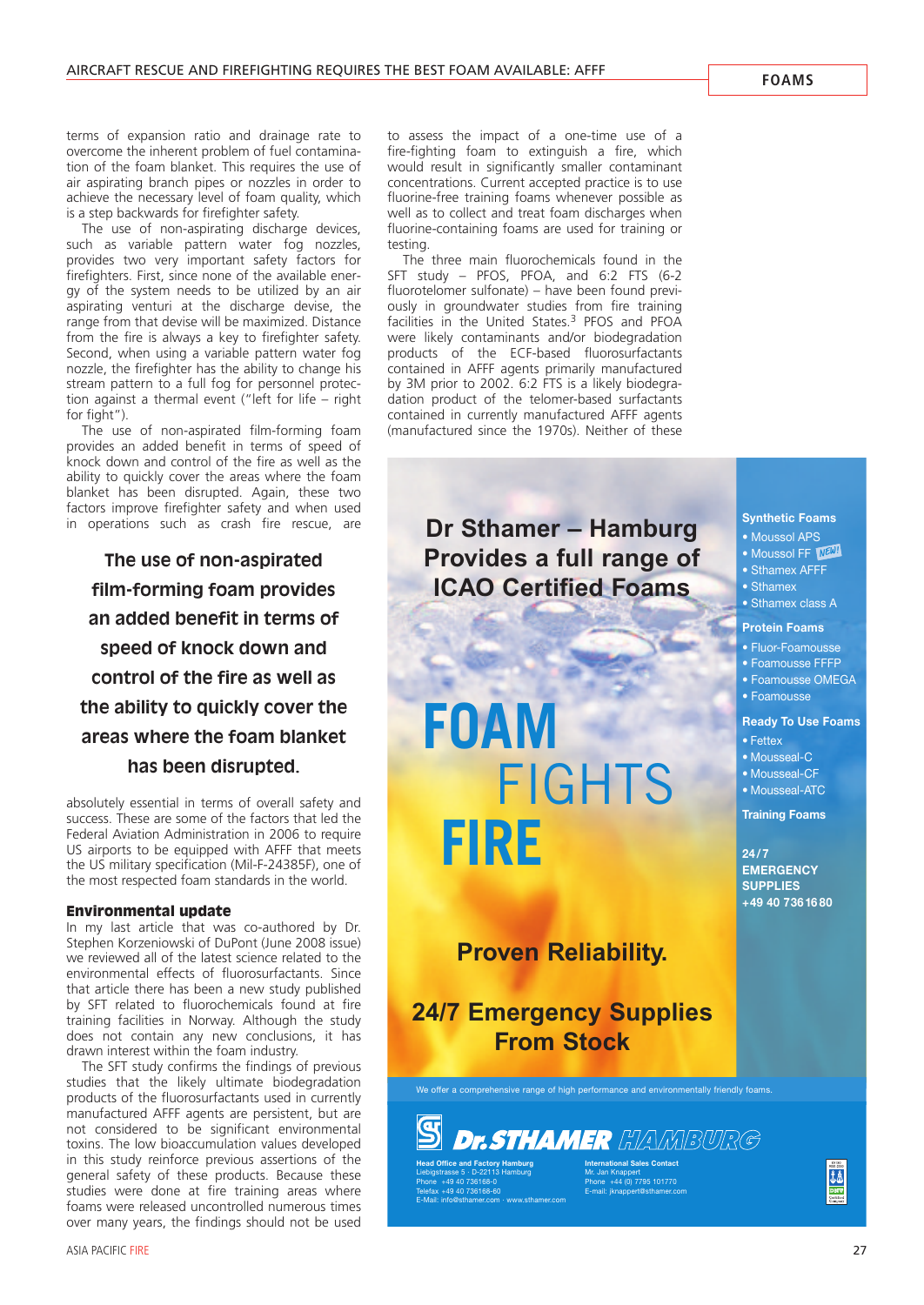terms of expansion ratio and drainage rate to overcome the inherent problem of fuel contamination of the foam blanket. This requires the use of air aspirating branch pipes or nozzles in order to achieve the necessary level of foam quality, which is a step backwards for firefighter safety.

The use of non-aspirating discharge devices, such as variable pattern water fog nozzles, provides two very important safety factors for firefighters. First, since none of the available energy of the system needs to be utilized by an air aspirating venturi at the discharge devise, the range from that devise will be maximized. Distance from the fire is always a key to firefighter safety. Second, when using a variable pattern water fog nozzle, the firefighter has the ability to change his stream pattern to a full fog for personnel protection against a thermal event ("left for life – right for fight").

The use of non-aspirated film-forming foam provides an added benefit in terms of speed of knock down and control of the fire as well as the ability to quickly cover the areas where the foam blanket has been disrupted. Again, these two factors improve firefighter safety and when used in operations such as crash fire rescue, are absolutely essential in terms of overall safety and success. These are some of the factors that led the Federal Aviation Administration in 2006 to require US airports to be equipped with AFFF that meets the US military specification (Mil-F-24385F), one of the most respected foam standards in the world.

**The use of non-aspirated film-forming foam provides an added benefit in terms of speed of knock down and control of the fire as well as the ability to quickly cover the areas where the foam blanket has been disrupted.**

## Environmental update

In my last article that was co-authored by Dr. Stephen Korzeniowski of DuPont (June 2008 issue) we reviewed all of the latest science related to the environmental effects of fluorosurfactants. Since that article there has been a new study published by SFT related to fluorochemicals found at fire training facilities in Norway. Although the study does not contain any new conclusions, it has drawn interest within the foam industry.

The SFT study confirms the findings of previous studies that the likely ultimate biodegradation products of the fluorosurfactants used in currently manufactured AFFF agents are persistent, but are not considered to be significant environmental toxins. The low bioaccumulation values developed in this study reinforce previous assertions of the general safety of these products. Because these studies were done at fire training areas where foams were released uncontrolled numerous times over many years, the findings should not be used to assess the impact of a one-time use of a fire-fighting foam to extinguish a fire, which would result in significantly smaller contaminant concentrations. Current accepted practice is to use fluorine-free training foams whenever possible as well as to collect and treat foam discharges when fluorine-containing foams are used for training or testing.

The three main fluorochemicals found in the SFT study – PFOS, PFOA, and 6:2 FTS (6-2 fluorotelomer sulfonate) – have been found previously in groundwater studies from fire training facilities in the United States.[3] PFOS and PFOA were likely contaminants and/or biodegradation products of the ECF-based fluorosurfactants contained in AFFF agents primarily manufactured by 3M prior to 2002. 6:2 FTS is a likely biodegradation product of the telomer-based surfactants contained in currently manufactured AFFF agents (manufactured since the 1970s). Neither of these

---

**Dr Sthamer – Hamburg Provides a full range of ICAO Certified Foams**

**FOAM** FIGHTS **FIRE**

**Proven Reliability.**

**24/7 Emergency Supplies From Stock**

**Synthetic Foams**
- Moussol APS
- Moussol FF NEW!
- Sthamex AFFF
- Sthamex
- Sthamex class A

**Protein Foams**
- Fluor-Foamousse
- Foamousse FFFP
- Foamousse OMEGA
- Foamousse

**Ready To Use Foams**
- Fettex
- Mousseal-C
- Mousseal-CF
- Mousseal-ATC

**Training Foams**

**24/7 EMERGENCY SUPPLIES +49 40 736 16 80**

We offer a comprehensive range of high performance and environmentally friendly foams.

**Dr. STHAMER HAMBURG**

**Head Office and Factory Hamburg**
Liebigstrasse 5 · D-22113 Hamburg
Phone +49 40 736168-0
Telefax +49 40 736168-60
E-Mail: info@sthamer.com · www.sthamer.com

**International Sales Contact**
Mr. Jan Knappert
Phone +44 (0) 7795 101770
E-mail: jknappert@sthamer.com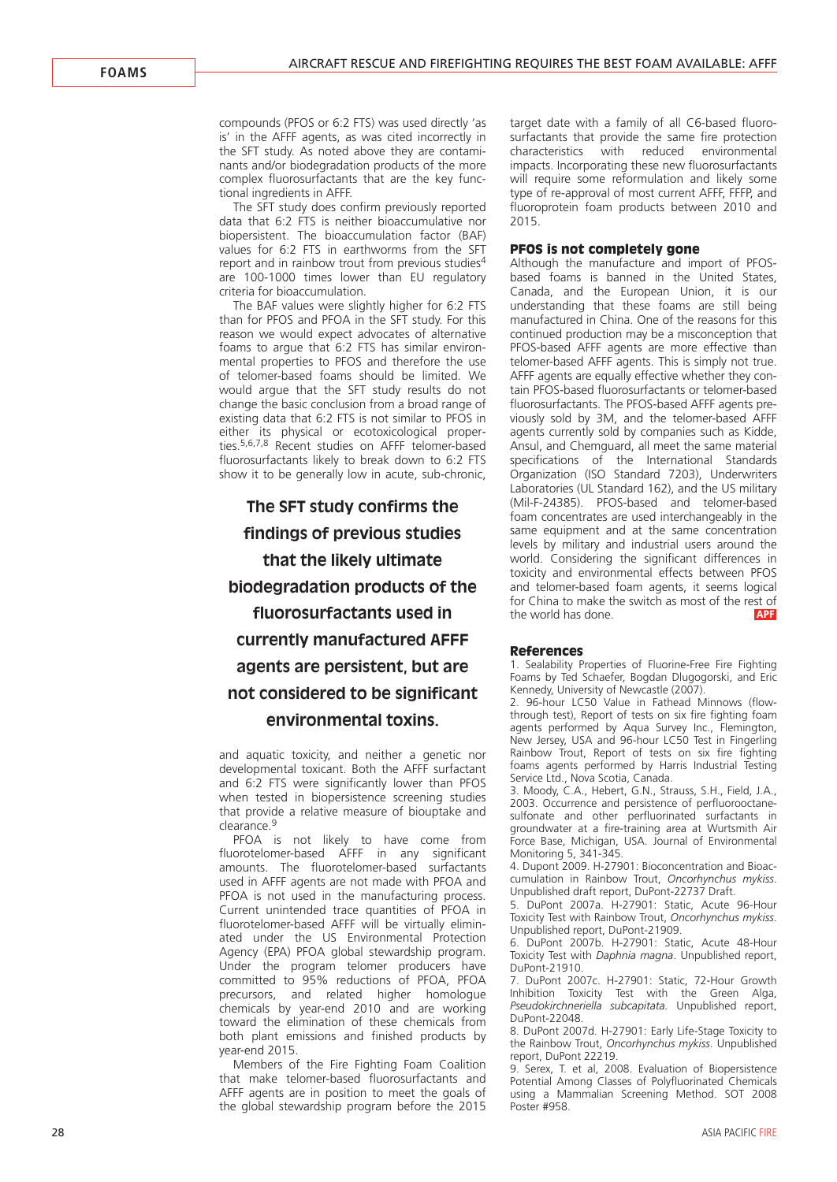compounds (PFOS or 6:2 FTS) was used directly 'as is' in the AFFF agents, as was cited incorrectly in the SFT study. As noted above they are contaminants and/or biodegradation products of the more complex fluorosurfactants that are the key functional ingredients in AFFF.

The SFT study does confirm previously reported data that 6:2 FTS is neither bioaccumulative nor biopersistent. The bioaccumulation factor (BAF) values for 6:2 FTS in earthworms from the SFT report and in rainbow trout from previous studies[4] are 100-1000 times lower than EU regulatory criteria for bioaccumulation.

The BAF values were slightly higher for 6:2 FTS than for PFOS and PFOA in the SFT study. For this reason we would expect advocates of alternative foams to argue that 6:2 FTS has similar environmental properties to PFOS and therefore the use of telomer-based foams should be limited. We would argue that the SFT study results do not change the basic conclusion from a broad range of existing data that 6:2 FTS is not similar to PFOS in either its physical or ecotoxicological properties.[5,6,7,8] Recent studies on AFFF telomer-based fluorosurfactants likely to break down to 6:2 FTS show it to be generally low in acute, sub-chronic, and aquatic toxicity, and neither a genetic nor developmental toxicant. Both the AFFF surfactant and 6:2 FTS were significantly lower than PFOS when tested in biopersistence screening studies that provide a relative measure of biouptake and clearance.[9]

**The SFT study confirms the findings of previous studies that the likely ultimate biodegradation products of the fluorosurfactants used in currently manufactured AFFF agents are persistent, but are not considered to be significant environmental toxins.**

PFOA is not likely to have come from fluorotelomer-based AFFF in any significant amounts. The fluorotelomer-based surfactants used in AFFF agents are not made with PFOA and PFOA is not used in the manufacturing process. Current unintended trace quantities of PFOA in fluorotelomer-based AFFF will be virtually eliminated under the US Environmental Protection Agency (EPA) PFOA global stewardship program. Under the program telomer producers have committed to 95% reductions of PFOA, PFOA precursors, and related higher homologue chemicals by year-end 2010 and are working toward the elimination of these chemicals from both plant emissions and finished products by year-end 2015.

Members of the Fire Fighting Foam Coalition that make telomer-based fluorosurfactants and AFFF agents are in position to meet the goals of the global stewardship program before the 2015 target date with a family of all C6-based fluorosurfactants that provide the same fire protection characteristics with reduced environmental impacts. Incorporating these new fluorosurfactants will require some reformulation and likely some type of re-approval of most current AFFF, FFFP, and fluoroprotein foam products between 2010 and 2015.

## PFOS is not completely gone

Although the manufacture and import of PFOS-based foams is banned in the United States, Canada, and the European Union, it is our understanding that these foams are still being manufactured in China. One of the reasons for this continued production may be a misconception that PFOS-based AFFF agents are more effective than telomer-based AFFF agents. This is simply not true. AFFF agents are equally effective whether they contain PFOS-based fluorosurfactants or telomer-based fluorosurfactants. The PFOS-based AFFF agents previously sold by 3M, and the telomer-based AFFF agents currently sold by companies such as Kidde, Ansul, and Chemguard, all meet the same material specifications of the International Standards Organization (ISO Standard 7203), Underwriters Laboratories (UL Standard 162), and the US military (Mil-F-24385). PFOS-based and telomer-based foam concentrates are used interchangeably in the same equipment and at the same concentration levels by military and industrial users around the world. Considering the significant differences in toxicity and environmental effects between PFOS and telomer-based foam agents, it seems logical for China to make the switch as most of the rest of the world has done.

## References

1. Sealability Properties of Fluorine-Free Fire Fighting Foams by Ted Schaefer, Bogdan Dlugogorski, and Eric Kennedy, University of Newcastle (2007).
2. 96-hour LC50 Value in Fathead Minnows (flow-through test), Report of tests on six fire fighting foam agents performed by Aqua Survey Inc., Flemington, New Jersey, USA and 96-hour LC50 Test in Fingerling Rainbow Trout, Report of tests on six fire fighting foams agents performed by Harris Industrial Testing Service Ltd., Nova Scotia, Canada.
3. Moody, C.A., Hebert, G.N., Strauss, S.H., Field, J.A., 2003. Occurrence and persistence of perfluorooctanesulfonate and other perfluorinated surfactants in groundwater at a fire-training area at Wurtsmith Air Force Base, Michigan, USA. Journal of Environmental Monitoring 5, 341-345.
4. Dupont 2009. H-27901: Bioconcentration and Bioaccumulation in Rainbow Trout, *Oncorhynchus mykiss*. Unpublished draft report, DuPont-22737 Draft.
5. DuPont 2007a. H-27901: Static, Acute 96-Hour Toxicity Test with Rainbow Trout, *Oncorhynchus mykiss*. Unpublished report, DuPont-21909.
6. DuPont 2007b. H-27901: Static, Acute 48-Hour Toxicity Test with *Daphnia magna*. Unpublished report, DuPont-21910.
7. DuPont 2007c. H-27901: Static, 72-Hour Growth Inhibition Toxicity Test with the Green Alga, *Pseudokirchneriella subcapitata*. Unpublished report, DuPont-22048.
8. DuPont 2007d. H-27901: Early Life-Stage Toxicity to the Rainbow Trout, *Oncorhynchus mykiss*. Unpublished report, DuPont 22219.
9. Serex, T. et al, 2008. Evaluation of Biopersistence Potential Among Classes of Polyfluorinated Chemicals using a Mammalian Screening Method. SOT 2008 Poster #958.